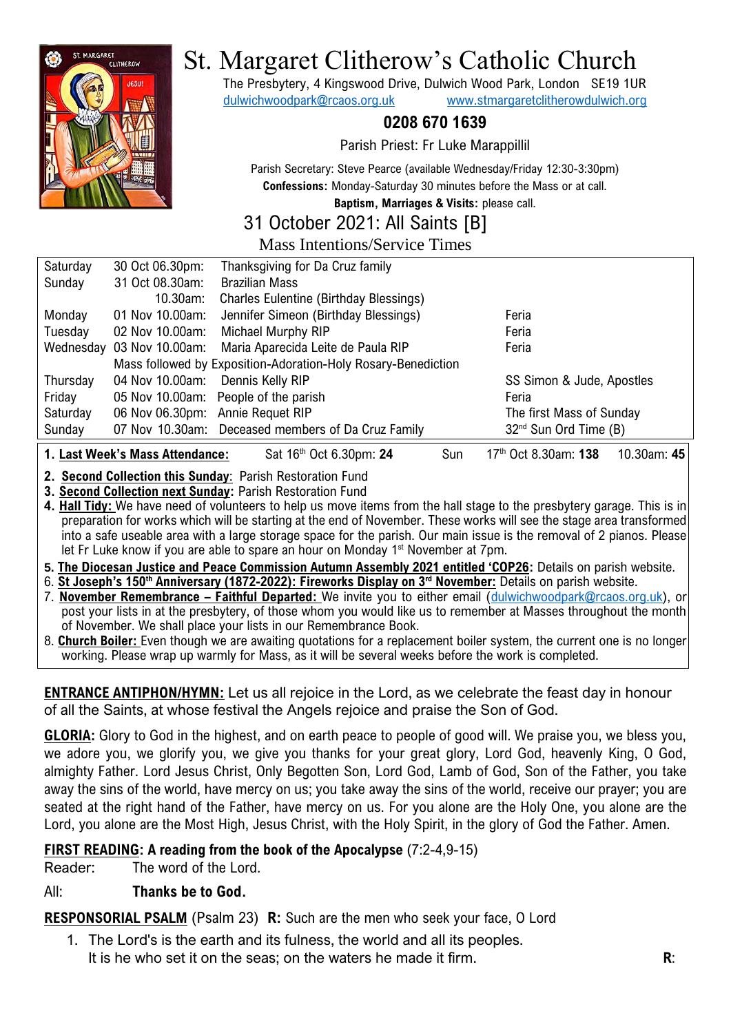# St. Margaret Clitherow's Catholic Church

The Presbytery, 4 Kingswood Drive, Dulwich Wood Park, London SE19 1UR
dulwichwoodpark@rcaos.org.uk www.stmargaretclitherowdulwich.org

**0208 670 1639**

Parish Priest: Fr Luke Marappillil

Parish Secretary: Steve Pearce (available Wednesday/Friday 12:30-3:30pm)
**Confessions:** Monday-Saturday 30 minutes before the Mass or at call.
**Baptism, Marriages & Visits:** please call.

## 31 October 2021: All Saints [B]

### Mass Intentions/Service Times

| | | | |
|---|---|---|---|
| Saturday | 30 Oct 06.30pm: | Thanksgiving for Da Cruz family | |
| Sunday | 31 Oct 08.30am: | Brazilian Mass | |
| | 10.30am: | Charles Eulentine (Birthday Blessings) | |
| Monday | 01 Nov 10.00am: | Jennifer Simeon (Birthday Blessings) | Feria |
| Tuesday | 02 Nov 10.00am: | Michael Murphy RIP | Feria |
| Wednesday | 03 Nov 10.00am: | Maria Aparecida Leite de Paula RIP | Feria |
| | Mass followed by Exposition-Adoration-Holy Rosary-Benediction | | |
| Thursday | 04 Nov 10.00am: | Dennis Kelly RIP | SS Simon & Jude, Apostles |
| Friday | 05 Nov 10.00am: | People of the parish | Feria |
| Saturday | 06 Nov 06.30pm: | Annie Requet RIP | The first Mass of Sunday |
| Sunday | 07 Nov 10.30am: | Deceased members of Da Cruz Family | 32nd Sun Ord Time (B) |

1. **Last Week's Mass Attendance:** Sat 16th Oct 6.30pm: **24** Sun 17th Oct 8.30am: **138** 10.30am: **45**
2. **Second Collection this Sunday**: Parish Restoration Fund
3. **Second Collection next Sunday:** Parish Restoration Fund
4. **Hall Tidy:** We have need of volunteers to help us move items from the hall stage to the presbytery garage. This is in preparation for works which will be starting at the end of November. These works will see the stage area transformed into a safe useable area with a large storage space for the parish. Our main issue is the removal of 2 pianos. Please let Fr Luke know if you are able to spare an hour on Monday 1st November at 7pm.
5. **The Diocesan Justice and Peace Commission Autumn Assembly 2021 entitled 'COP26:** Details on parish website.
6. **St Joseph's 150th Anniversary (1872-2022): Fireworks Display on 3rd November:** Details on parish website.
7. **November Remembrance – Faithful Departed:** We invite you to either email (dulwichwoodpark@rcaos.org.uk), or post your lists in at the presbytery, of those whom you would like us to remember at Masses throughout the month of November. We shall place your lists in our Remembrance Book.
8. **Church Boiler:** Even though we are awaiting quotations for a replacement boiler system, the current one is no longer working. Please wrap up warmly for Mass, as it will be several weeks before the work is completed.

**ENTRANCE ANTIPHON/HYMN:** Let us all rejoice in the Lord, as we celebrate the feast day in honour of all the Saints, at whose festival the Angels rejoice and praise the Son of God.

**GLORIA:** Glory to God in the highest, and on earth peace to people of good will. We praise you, we bless you, we adore you, we glorify you, we give you thanks for your great glory, Lord God, heavenly King, O God, almighty Father. Lord Jesus Christ, Only Begotten Son, Lord God, Lamb of God, Son of the Father, you take away the sins of the world, have mercy on us; you take away the sins of the world, receive our prayer; you are seated at the right hand of the Father, have mercy on us. For you alone are the Holy One, you alone are the Lord, you alone are the Most High, Jesus Christ, with the Holy Spirit, in the glory of God the Father. Amen.

**FIRST READING: A reading from the book of the Apocalypse** (7:2-4,9-15)

Reader: The word of the Lord.

All: **Thanks be to God.**

**RESPONSORIAL PSALM** (Psalm 23) **R:** Such are the men who seek your face, O Lord

1. The Lord's is the earth and its fulness, the world and all its peoples.
   It is he who set it on the seas; on the waters he made it firm. **R:**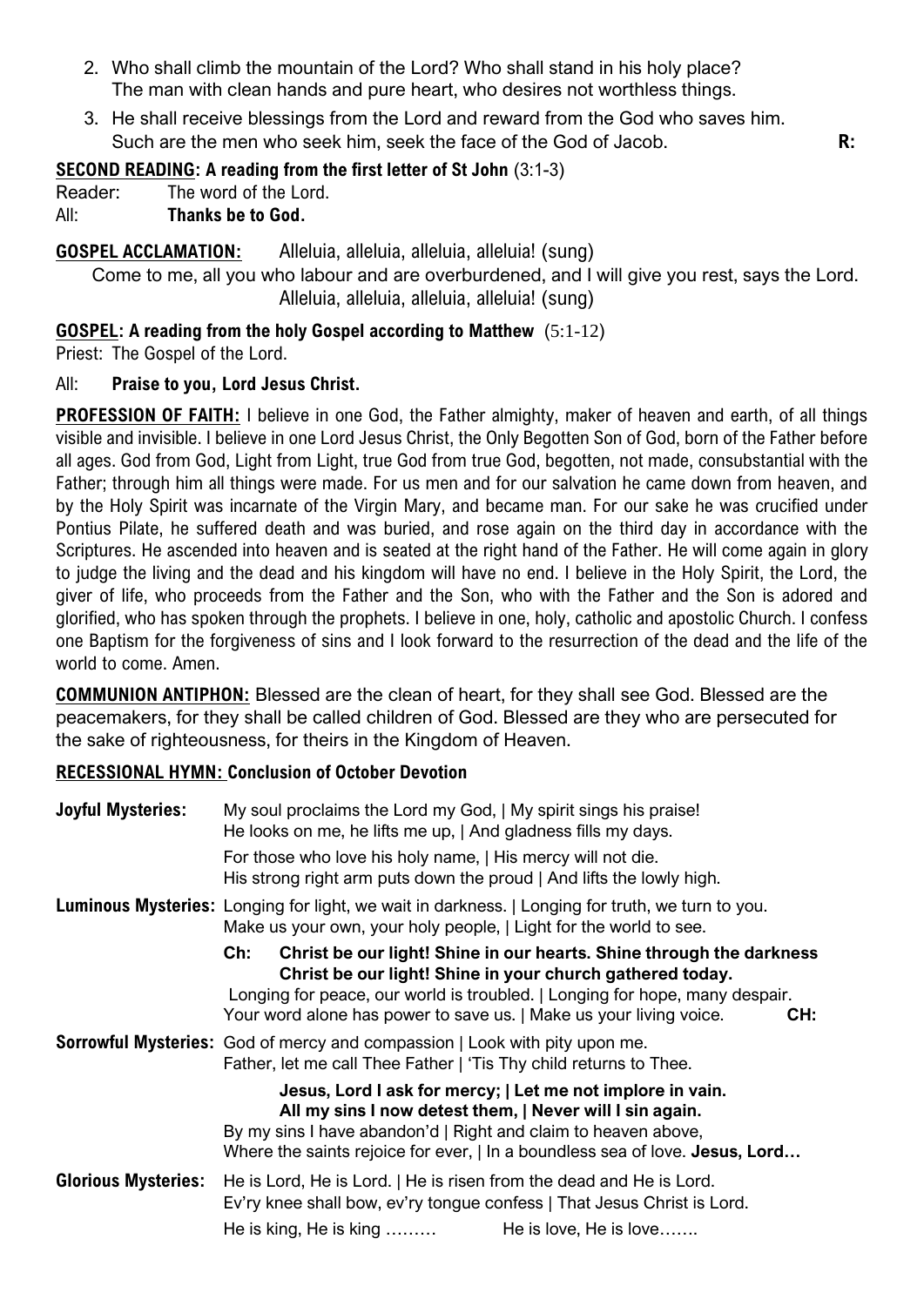2. Who shall climb the mountain of the Lord? Who shall stand in his holy place?
   The man with clean hands and pure heart, who desires not worthless things.
3. He shall receive blessings from the Lord and reward from the God who saves him.
   Such are the men who seek him, seek the face of the God of Jacob. **R:**

**SECOND READING: A reading from the first letter of St John** (3:1-3)

Reader: The word of the Lord.

All: **Thanks be to God.**

**GOSPEL ACCLAMATION:** Alleluia, alleluia, alleluia, alleluia! (sung)

Come to me, all you who labour and are overburdened, and I will give you rest, says the Lord.

Alleluia, alleluia, alleluia, alleluia! (sung)

**GOSPEL: A reading from the holy Gospel according to Matthew** (5:1-12)

Priest: The Gospel of the Lord.

All: **Praise to you, Lord Jesus Christ.**

**PROFESSION OF FAITH:** I believe in one God, the Father almighty, maker of heaven and earth, of all things visible and invisible. I believe in one Lord Jesus Christ, the Only Begotten Son of God, born of the Father before all ages. God from God, Light from Light, true God from true God, begotten, not made, consubstantial with the Father; through him all things were made. For us men and for our salvation he came down from heaven, and by the Holy Spirit was incarnate of the Virgin Mary, and became man. For our sake he was crucified under Pontius Pilate, he suffered death and was buried, and rose again on the third day in accordance with the Scriptures. He ascended into heaven and is seated at the right hand of the Father. He will come again in glory to judge the living and the dead and his kingdom will have no end. I believe in the Holy Spirit, the Lord, the giver of life, who proceeds from the Father and the Son, who with the Father and the Son is adored and glorified, who has spoken through the prophets. I believe in one, holy, catholic and apostolic Church. I confess one Baptism for the forgiveness of sins and I look forward to the resurrection of the dead and the life of the world to come. Amen.

**COMMUNION ANTIPHON:** Blessed are the clean of heart, for they shall see God. Blessed are the peacemakers, for they shall be called children of God. Blessed are they who are persecuted for the sake of righteousness, for theirs in the Kingdom of Heaven.

**RECESSIONAL HYMN: Conclusion of October Devotion**

**Joyful Mysteries:** My soul proclaims the Lord my God, | My spirit sings his praise!
He looks on me, he lifts me up, | And gladness fills my days.

For those who love his holy name, | His mercy will not die.
His strong right arm puts down the proud | And lifts the lowly high.

**Luminous Mysteries:** Longing for light, we wait in darkness. | Longing for truth, we turn to you.
Make us your own, your holy people, | Light for the world to see.

**Ch: Christ be our light! Shine in our hearts. Shine through the darkness
Christ be our light! Shine in your church gathered today.**

Longing for peace, our world is troubled. | Longing for hope, many despair.
Your word alone has power to save us. | Make us your living voice. **CH:**

**Sorrowful Mysteries:** God of mercy and compassion | Look with pity upon me.
Father, let me call Thee Father | 'Tis Thy child returns to Thee.

**Jesus, Lord I ask for mercy; | Let me not implore in vain.
All my sins I now detest them, | Never will I sin again.**

By my sins I have abandon'd | Right and claim to heaven above,
Where the saints rejoice for ever, | In a boundless sea of love. **Jesus, Lord…**

**Glorious Mysteries:** He is Lord, He is Lord. | He is risen from the dead and He is Lord.
Ev'ry knee shall bow, ev'ry tongue confess | That Jesus Christ is Lord.

He is king, He is king ……… He is love, He is love…….